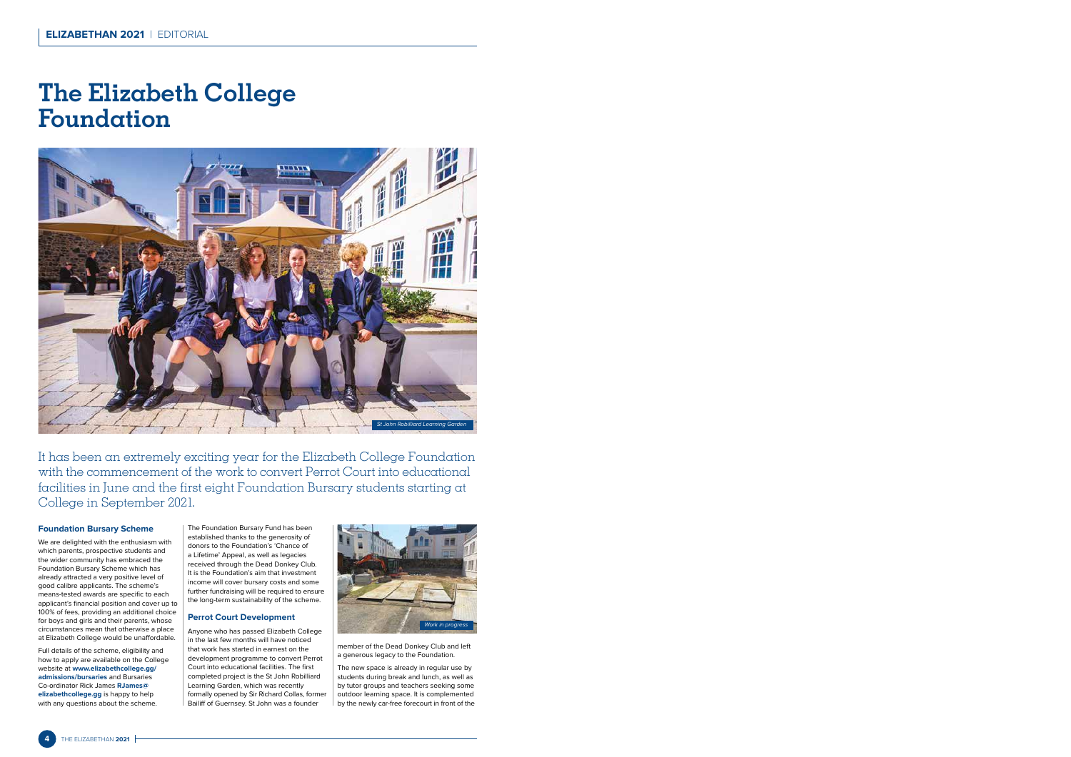# The Elizabeth College Foundation

*St John Robilliard Learning Garden*

It has been an extremely exciting year for the Elizabeth College Foundation with the commencement of the work to convert Perrot Court into educational facilities in June and the first eight Foundation Bursary students starting at College in September 2021.

### Foundation Bursary Scheme

We are delighted with the enthusiasm with which parents, prospective students and the wider community has embraced the Foundation Bursary Scheme which has already attracted a very positive level of good calibre applicants. The scheme's means-tested awards are specific to each applicant's financial position and cover up to 100% of fees, providing an additional choice for boys and girls and their parents, whose circumstances mean that otherwise a place at Elizabeth College would be unaffordable.

Full details of the scheme, eligibility and how to apply are available on the College website at **www.elizabethcollege.gg/admissions/bursaries** and Bursaries Co-ordinator Rick James **RJames@elizabethcollege.gg** is happy to help with any questions about the scheme.

The Foundation Bursary Fund has been established thanks to the generosity of donors to the Foundation's 'Chance of a Lifetime' Appeal, as well as legacies received through the Dead Donkey Club. It is the Foundation's aim that investment income will cover bursary costs and some further fundraising will be required to ensure the long-term sustainability of the scheme.

### Perrot Court Development

Anyone who has passed Elizabeth College in the last few months will have noticed that work has started in earnest on the development programme to convert Perrot Court into educational facilities. The first completed project is the St John Robilliard Learning Garden, which was recently formally opened by Sir Richard Collas, former Bailiff of Guernsey. St John was a founder member of the Dead Donkey Club and left a generous legacy to the Foundation.

*Work in progress*

The new space is already in regular use by students during break and lunch, as well as by tutor groups and teachers seeking some outdoor learning space. It is complemented by the newly car-free forecourt in front of the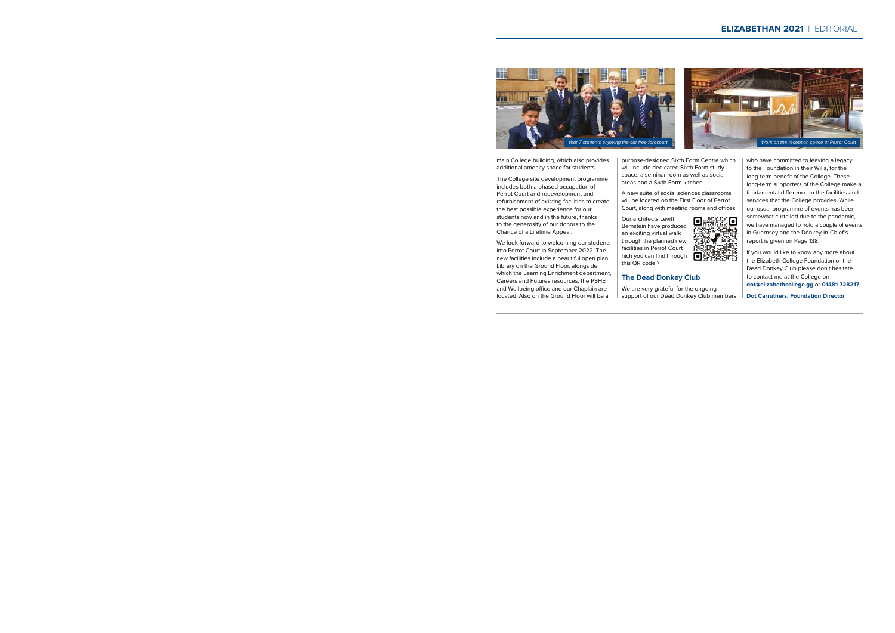Year 7 students enjoying the car free forecourt

Work on the reception space at Perrot Court

main College building, which also provides additional amenity space for students.

The College site development programme includes both a phased occupation of Perrot Court and redevelopment and refurbishment of existing facilities to create the best possible experience for our students now and in the future, thanks to the generosity of our donors to the Chance of a Lifetime Appeal.

We look forward to welcoming our students into Perrot Court in September 2022. The new facilities include a beautiful open plan Library on the Ground Floor, alongside which the Learning Enrichment department, Careers and Futures resources, the PSHE and Wellbeing office and our Chaplain are located. Also on the Ground Floor will be a purpose-designed Sixth Form Centre which will include dedicated Sixth Form study space, a seminar room as well as social areas and a Sixth Form kitchen.

A new suite of social sciences classrooms will be located on the First Floor of Perrot Court, along with meeting rooms and offices.

Our architects Levitt Bernstein have produced an exciting virtual walk through the planned new facilities in Perrot Court hich you can find through this QR code >

### The Dead Donkey Club

We are very grateful for the ongoing support of our Dead Donkey Club members, who have committed to leaving a legacy to the Foundation in their Wills, for the long-term benefit of the College. These long-term supporters of the College make a fundamental difference to the facilities and services that the College provides. While our usual programme of events has been somewhat curtailed due to the pandemic, we have managed to hold a couple of events in Guernsey and the Donkey-in-Chief's report is given on Page 138.

If you would like to know any more about the Elizabeth College Foundation or the Dead Donkey Club please don't hesitate to contact me at the College on **dot@elizabethcollege.gg** or **01481 728217**.

**Dot Carruthers, Foundation Director**